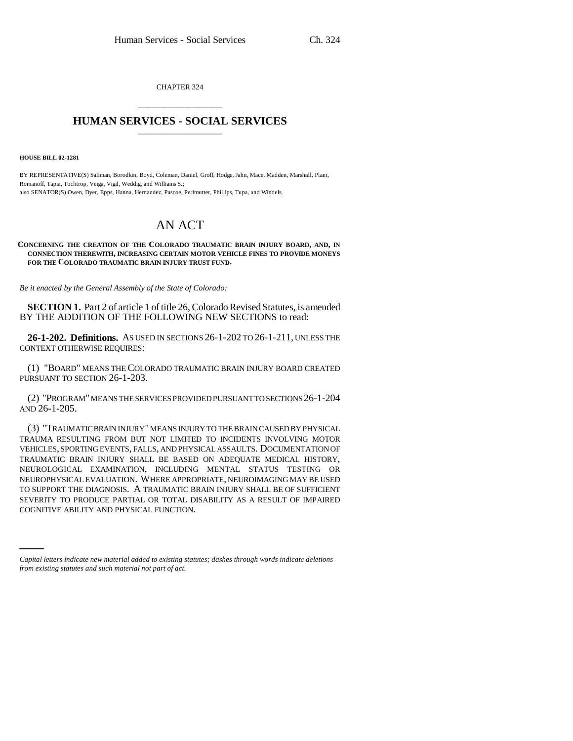CHAPTER 324

# HUMAN SERVICES - SOCIAL SERVICES

**HOUSE BILL 02-1281**

BY REPRESENTATIVE(S) Saliman, Borodkin, Boyd, Coleman, Daniel, Groff, Hodge, Jahn, Mace, Madden, Marshall, Plant, Romanoff, Tapia, Tochtrop, Veiga, Vigil, Weddig, and Williams S.;
also SENATOR(S) Owen, Dyer, Epps, Hanna, Hernandez, Pascoe, Perlmutter, Phillips, Tupa, and Windels.

# AN ACT

**CONCERNING THE CREATION OF THE COLORADO TRAUMATIC BRAIN INJURY BOARD, AND, IN CONNECTION THEREWITH, INCREASING CERTAIN MOTOR VEHICLE FINES TO PROVIDE MONEYS FOR THE COLORADO TRAUMATIC BRAIN INJURY TRUST FUND.**

*Be it enacted by the General Assembly of the State of Colorado:*

**SECTION 1.** Part 2 of article 1 of title 26, Colorado Revised Statutes, is amended BY THE ADDITION OF THE FOLLOWING NEW SECTIONS to read:

**26-1-202. Definitions.** AS USED IN SECTIONS 26-1-202 TO 26-1-211, UNLESS THE CONTEXT OTHERWISE REQUIRES:

(1) "BOARD" MEANS THE COLORADO TRAUMATIC BRAIN INJURY BOARD CREATED PURSUANT TO SECTION 26-1-203.

(2) "PROGRAM" MEANS THE SERVICES PROVIDED PURSUANT TO SECTIONS 26-1-204 AND 26-1-205.

(3) "TRAUMATIC BRAIN INJURY" MEANS INJURY TO THE BRAIN CAUSED BY PHYSICAL TRAUMA RESULTING FROM BUT NOT LIMITED TO INCIDENTS INVOLVING MOTOR VEHICLES, SPORTING EVENTS, FALLS, AND PHYSICAL ASSAULTS. DOCUMENTATION OF TRAUMATIC BRAIN INJURY SHALL BE BASED ON ADEQUATE MEDICAL HISTORY, NEUROLOGICAL EXAMINATION, INCLUDING MENTAL STATUS TESTING OR NEUROPHYSICAL EVALUATION. WHERE APPROPRIATE, NEUROIMAGING MAY BE USED TO SUPPORT THE DIAGNOSIS. A TRAUMATIC BRAIN INJURY SHALL BE OF SUFFICIENT SEVERITY TO PRODUCE PARTIAL OR TOTAL DISABILITY AS A RESULT OF IMPAIRED COGNITIVE ABILITY AND PHYSICAL FUNCTION.

*Capital letters indicate new material added to existing statutes; dashes through words indicate deletions from existing statutes and such material not part of act.*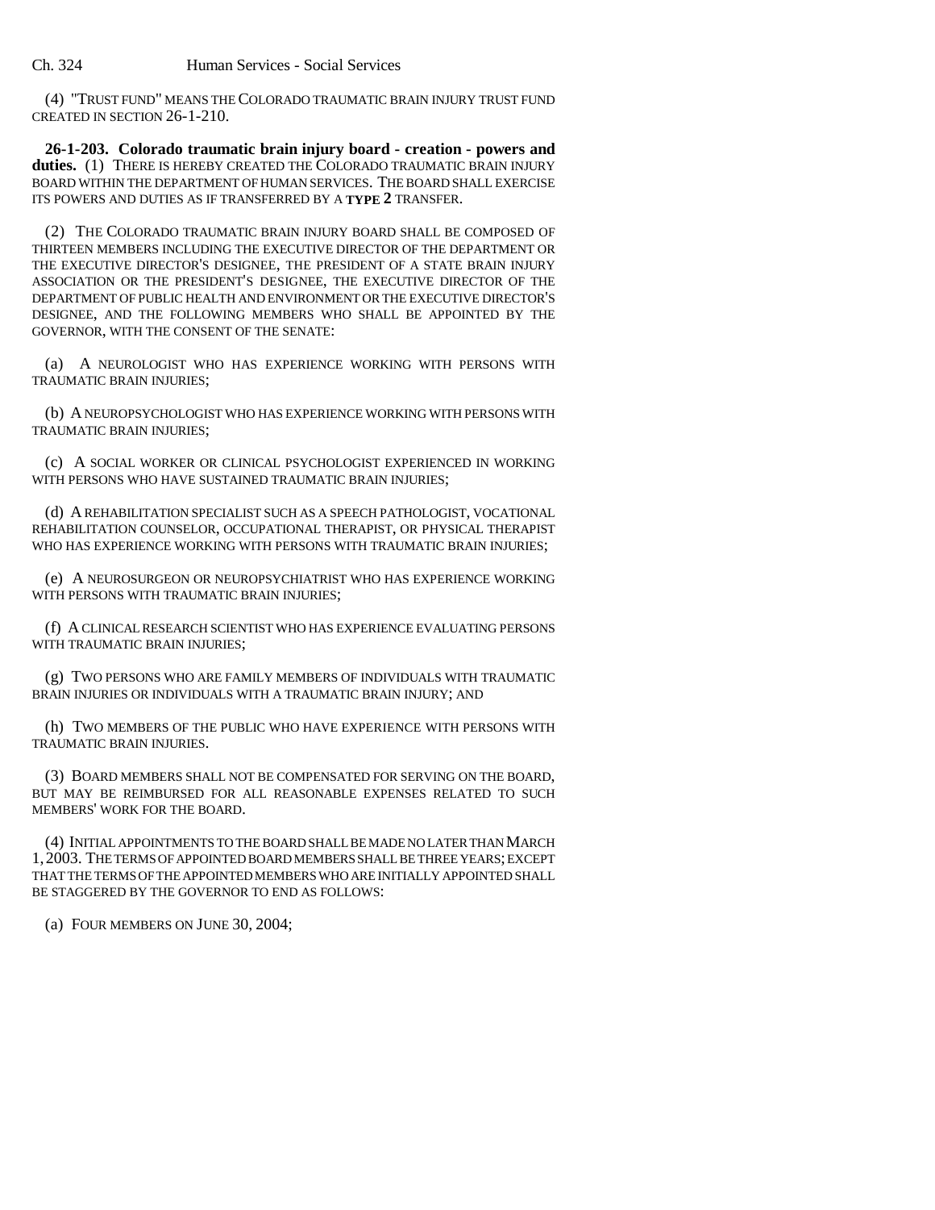(4) "TRUST FUND" MEANS THE COLORADO TRAUMATIC BRAIN INJURY TRUST FUND CREATED IN SECTION 26-1-210.

**26-1-203. Colorado traumatic brain injury board - creation - powers and duties.** (1) THERE IS HEREBY CREATED THE COLORADO TRAUMATIC BRAIN INJURY BOARD WITHIN THE DEPARTMENT OF HUMAN SERVICES. THE BOARD SHALL EXERCISE ITS POWERS AND DUTIES AS IF TRANSFERRED BY A **TYPE 2** TRANSFER.

(2) THE COLORADO TRAUMATIC BRAIN INJURY BOARD SHALL BE COMPOSED OF THIRTEEN MEMBERS INCLUDING THE EXECUTIVE DIRECTOR OF THE DEPARTMENT OR THE EXECUTIVE DIRECTOR'S DESIGNEE, THE PRESIDENT OF A STATE BRAIN INJURY ASSOCIATION OR THE PRESIDENT'S DESIGNEE, THE EXECUTIVE DIRECTOR OF THE DEPARTMENT OF PUBLIC HEALTH AND ENVIRONMENT OR THE EXECUTIVE DIRECTOR'S DESIGNEE, AND THE FOLLOWING MEMBERS WHO SHALL BE APPOINTED BY THE GOVERNOR, WITH THE CONSENT OF THE SENATE:

(a) A NEUROLOGIST WHO HAS EXPERIENCE WORKING WITH PERSONS WITH TRAUMATIC BRAIN INJURIES;

(b) A NEUROPSYCHOLOGIST WHO HAS EXPERIENCE WORKING WITH PERSONS WITH TRAUMATIC BRAIN INJURIES;

(c) A SOCIAL WORKER OR CLINICAL PSYCHOLOGIST EXPERIENCED IN WORKING WITH PERSONS WHO HAVE SUSTAINED TRAUMATIC BRAIN INJURIES;

(d) A REHABILITATION SPECIALIST SUCH AS A SPEECH PATHOLOGIST, VOCATIONAL REHABILITATION COUNSELOR, OCCUPATIONAL THERAPIST, OR PHYSICAL THERAPIST WHO HAS EXPERIENCE WORKING WITH PERSONS WITH TRAUMATIC BRAIN INJURIES;

(e) A NEUROSURGEON OR NEUROPSYCHIATRIST WHO HAS EXPERIENCE WORKING WITH PERSONS WITH TRAUMATIC BRAIN INJURIES;

(f) A CLINICAL RESEARCH SCIENTIST WHO HAS EXPERIENCE EVALUATING PERSONS WITH TRAUMATIC BRAIN INJURIES;

(g) TWO PERSONS WHO ARE FAMILY MEMBERS OF INDIVIDUALS WITH TRAUMATIC BRAIN INJURIES OR INDIVIDUALS WITH A TRAUMATIC BRAIN INJURY; AND

(h) TWO MEMBERS OF THE PUBLIC WHO HAVE EXPERIENCE WITH PERSONS WITH TRAUMATIC BRAIN INJURIES.

(3) BOARD MEMBERS SHALL NOT BE COMPENSATED FOR SERVING ON THE BOARD, BUT MAY BE REIMBURSED FOR ALL REASONABLE EXPENSES RELATED TO SUCH MEMBERS' WORK FOR THE BOARD.

(4) INITIAL APPOINTMENTS TO THE BOARD SHALL BE MADE NO LATER THAN MARCH 1, 2003. THE TERMS OF APPOINTED BOARD MEMBERS SHALL BE THREE YEARS; EXCEPT THAT THE TERMS OF THE APPOINTED MEMBERS WHO ARE INITIALLY APPOINTED SHALL BE STAGGERED BY THE GOVERNOR TO END AS FOLLOWS:

(a) FOUR MEMBERS ON JUNE 30, 2004;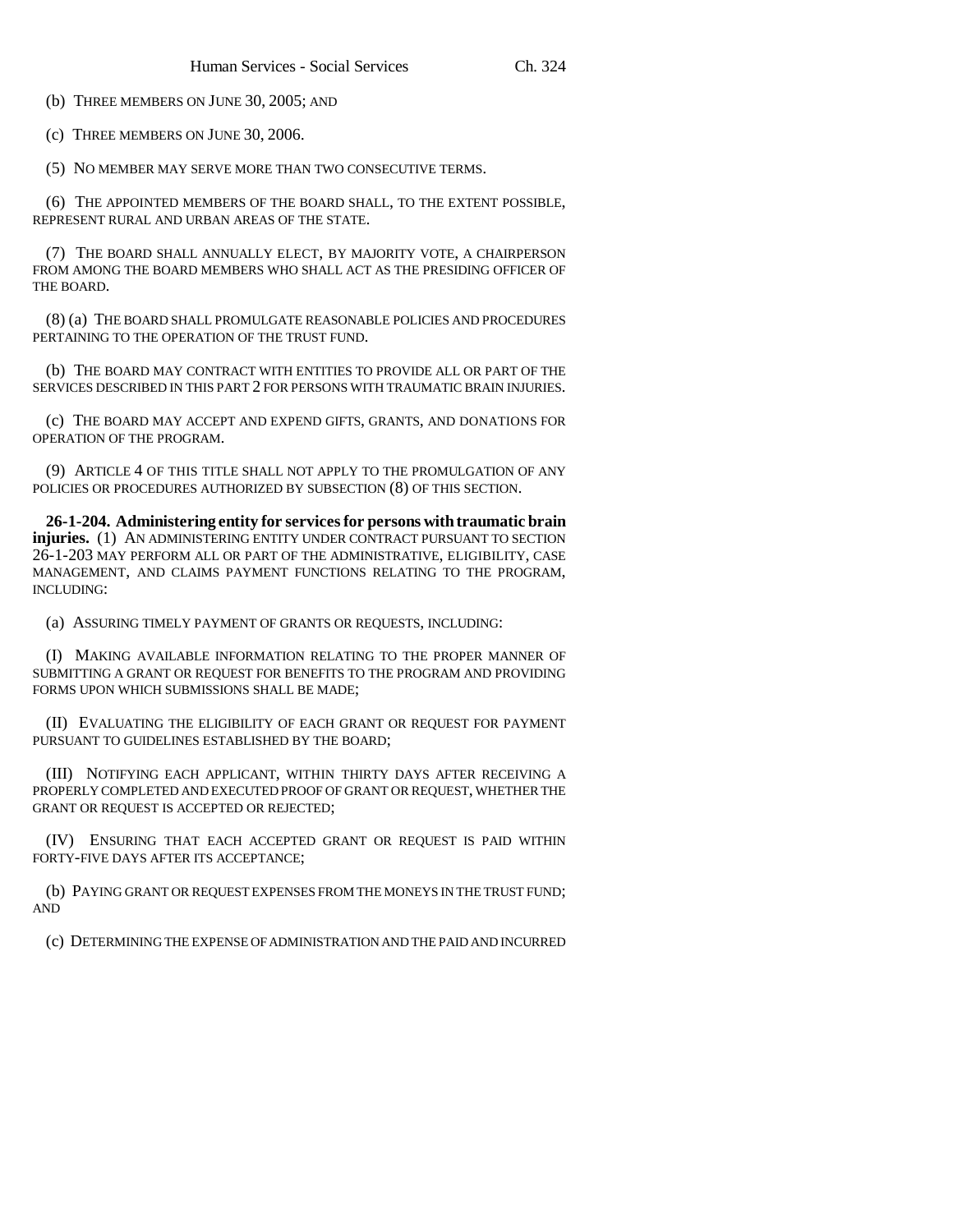(b) THREE MEMBERS ON JUNE 30, 2005; AND

(c) THREE MEMBERS ON JUNE 30, 2006.

(5) NO MEMBER MAY SERVE MORE THAN TWO CONSECUTIVE TERMS.

(6) THE APPOINTED MEMBERS OF THE BOARD SHALL, TO THE EXTENT POSSIBLE, REPRESENT RURAL AND URBAN AREAS OF THE STATE.

(7) THE BOARD SHALL ANNUALLY ELECT, BY MAJORITY VOTE, A CHAIRPERSON FROM AMONG THE BOARD MEMBERS WHO SHALL ACT AS THE PRESIDING OFFICER OF THE BOARD.

(8) (a) THE BOARD SHALL PROMULGATE REASONABLE POLICIES AND PROCEDURES PERTAINING TO THE OPERATION OF THE TRUST FUND.

(b) THE BOARD MAY CONTRACT WITH ENTITIES TO PROVIDE ALL OR PART OF THE SERVICES DESCRIBED IN THIS PART 2 FOR PERSONS WITH TRAUMATIC BRAIN INJURIES.

(c) THE BOARD MAY ACCEPT AND EXPEND GIFTS, GRANTS, AND DONATIONS FOR OPERATION OF THE PROGRAM.

(9) ARTICLE 4 OF THIS TITLE SHALL NOT APPLY TO THE PROMULGATION OF ANY POLICIES OR PROCEDURES AUTHORIZED BY SUBSECTION (8) OF THIS SECTION.

**26-1-204. Administering entity for services for persons with traumatic brain injuries.** (1) AN ADMINISTERING ENTITY UNDER CONTRACT PURSUANT TO SECTION 26-1-203 MAY PERFORM ALL OR PART OF THE ADMINISTRATIVE, ELIGIBILITY, CASE MANAGEMENT, AND CLAIMS PAYMENT FUNCTIONS RELATING TO THE PROGRAM, INCLUDING:

(a) ASSURING TIMELY PAYMENT OF GRANTS OR REQUESTS, INCLUDING:

(I) MAKING AVAILABLE INFORMATION RELATING TO THE PROPER MANNER OF SUBMITTING A GRANT OR REQUEST FOR BENEFITS TO THE PROGRAM AND PROVIDING FORMS UPON WHICH SUBMISSIONS SHALL BE MADE;

(II) EVALUATING THE ELIGIBILITY OF EACH GRANT OR REQUEST FOR PAYMENT PURSUANT TO GUIDELINES ESTABLISHED BY THE BOARD;

(III) NOTIFYING EACH APPLICANT, WITHIN THIRTY DAYS AFTER RECEIVING A PROPERLY COMPLETED AND EXECUTED PROOF OF GRANT OR REQUEST, WHETHER THE GRANT OR REQUEST IS ACCEPTED OR REJECTED;

(IV) ENSURING THAT EACH ACCEPTED GRANT OR REQUEST IS PAID WITHIN FORTY-FIVE DAYS AFTER ITS ACCEPTANCE;

(b) PAYING GRANT OR REQUEST EXPENSES FROM THE MONEYS IN THE TRUST FUND; AND

(c) DETERMINING THE EXPENSE OF ADMINISTRATION AND THE PAID AND INCURRED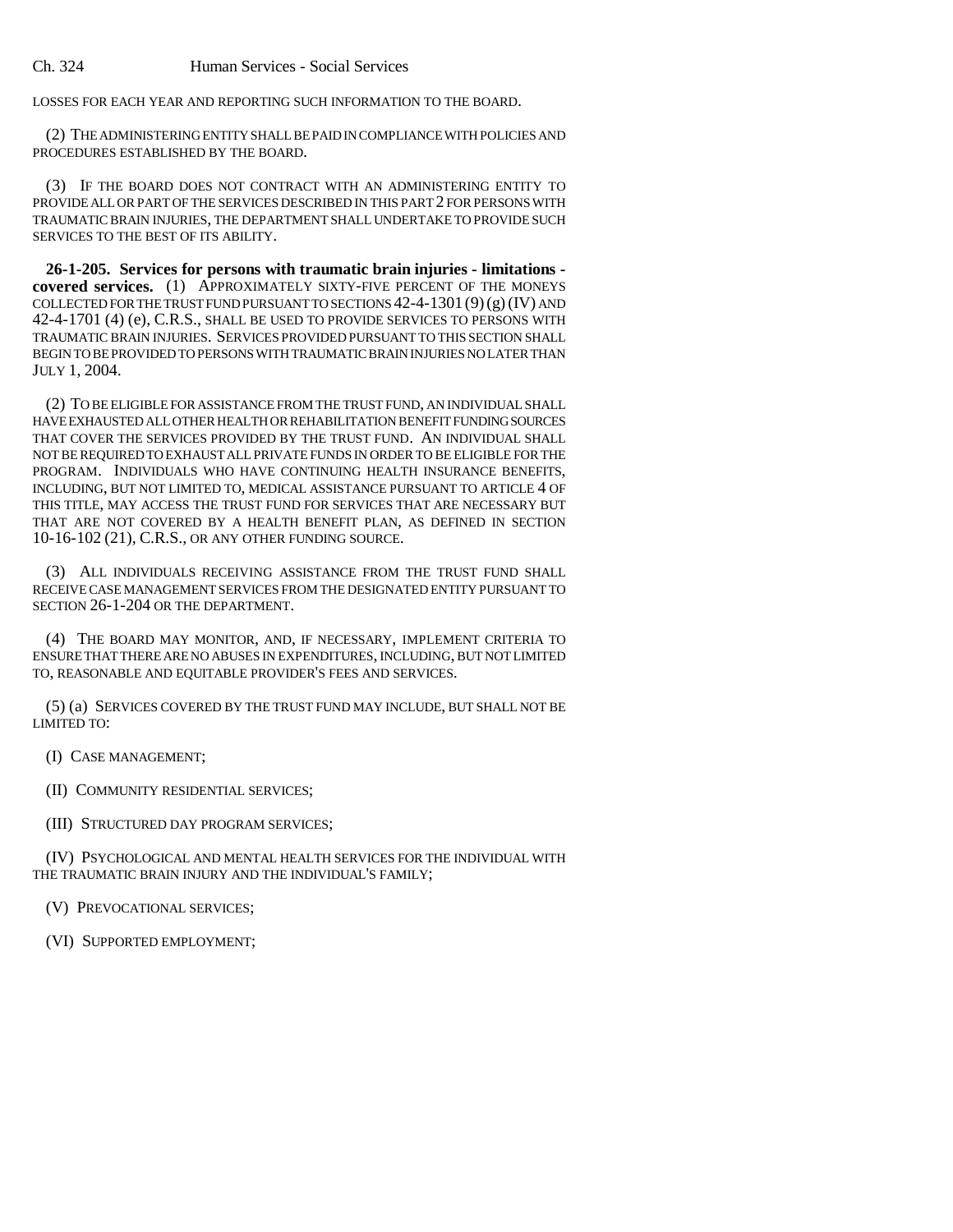LOSSES FOR EACH YEAR AND REPORTING SUCH INFORMATION TO THE BOARD.

(2) THE ADMINISTERING ENTITY SHALL BE PAID IN COMPLIANCE WITH POLICIES AND PROCEDURES ESTABLISHED BY THE BOARD.

(3) IF THE BOARD DOES NOT CONTRACT WITH AN ADMINISTERING ENTITY TO PROVIDE ALL OR PART OF THE SERVICES DESCRIBED IN THIS PART 2 FOR PERSONS WITH TRAUMATIC BRAIN INJURIES, THE DEPARTMENT SHALL UNDERTAKE TO PROVIDE SUCH SERVICES TO THE BEST OF ITS ABILITY.

**26-1-205. Services for persons with traumatic brain injuries - limitations - covered services.** (1) APPROXIMATELY SIXTY-FIVE PERCENT OF THE MONEYS COLLECTED FOR THE TRUST FUND PURSUANT TO SECTIONS 42-4-1301 (9) (g) (IV) AND 42-4-1701 (4) (e), C.R.S., SHALL BE USED TO PROVIDE SERVICES TO PERSONS WITH TRAUMATIC BRAIN INJURIES. SERVICES PROVIDED PURSUANT TO THIS SECTION SHALL BEGIN TO BE PROVIDED TO PERSONS WITH TRAUMATIC BRAIN INJURIES NO LATER THAN JULY 1, 2004.

(2) TO BE ELIGIBLE FOR ASSISTANCE FROM THE TRUST FUND, AN INDIVIDUAL SHALL HAVE EXHAUSTED ALL OTHER HEALTH OR REHABILITATION BENEFIT FUNDING SOURCES THAT COVER THE SERVICES PROVIDED BY THE TRUST FUND. AN INDIVIDUAL SHALL NOT BE REQUIRED TO EXHAUST ALL PRIVATE FUNDS IN ORDER TO BE ELIGIBLE FOR THE PROGRAM. INDIVIDUALS WHO HAVE CONTINUING HEALTH INSURANCE BENEFITS, INCLUDING, BUT NOT LIMITED TO, MEDICAL ASSISTANCE PURSUANT TO ARTICLE 4 OF THIS TITLE, MAY ACCESS THE TRUST FUND FOR SERVICES THAT ARE NECESSARY BUT THAT ARE NOT COVERED BY A HEALTH BENEFIT PLAN, AS DEFINED IN SECTION 10-16-102 (21), C.R.S., OR ANY OTHER FUNDING SOURCE.

(3) ALL INDIVIDUALS RECEIVING ASSISTANCE FROM THE TRUST FUND SHALL RECEIVE CASE MANAGEMENT SERVICES FROM THE DESIGNATED ENTITY PURSUANT TO SECTION 26-1-204 OR THE DEPARTMENT.

(4) THE BOARD MAY MONITOR, AND, IF NECESSARY, IMPLEMENT CRITERIA TO ENSURE THAT THERE ARE NO ABUSES IN EXPENDITURES, INCLUDING, BUT NOT LIMITED TO, REASONABLE AND EQUITABLE PROVIDER'S FEES AND SERVICES.

(5) (a) SERVICES COVERED BY THE TRUST FUND MAY INCLUDE, BUT SHALL NOT BE LIMITED TO:

(I) CASE MANAGEMENT;

(II) COMMUNITY RESIDENTIAL SERVICES;

(III) STRUCTURED DAY PROGRAM SERVICES;

(IV) PSYCHOLOGICAL AND MENTAL HEALTH SERVICES FOR THE INDIVIDUAL WITH THE TRAUMATIC BRAIN INJURY AND THE INDIVIDUAL'S FAMILY;

(V) PREVOCATIONAL SERVICES;

(VI) SUPPORTED EMPLOYMENT;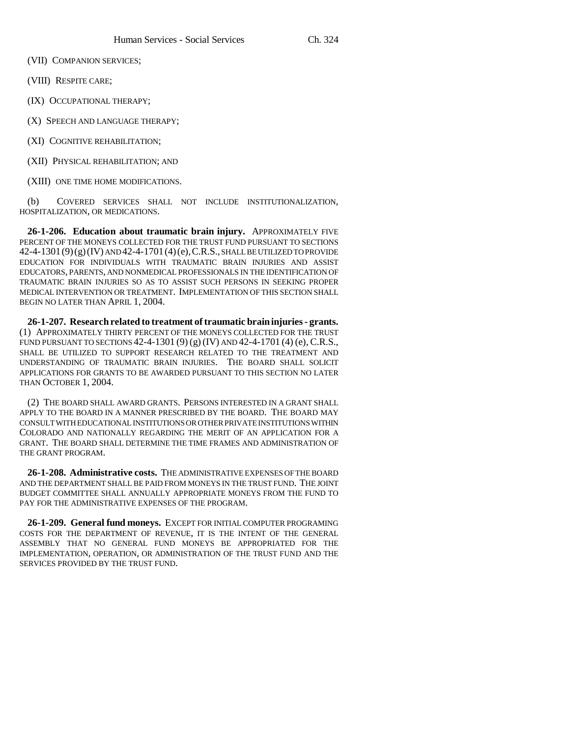(VII) COMPANION SERVICES;

(VIII) RESPITE CARE;

(IX) OCCUPATIONAL THERAPY;

(X) SPEECH AND LANGUAGE THERAPY;

(XI) COGNITIVE REHABILITATION;

(XII) PHYSICAL REHABILITATION; AND

(XIII) ONE TIME HOME MODIFICATIONS.

(b) COVERED SERVICES SHALL NOT INCLUDE INSTITUTIONALIZATION, HOSPITALIZATION, OR MEDICATIONS.

**26-1-206. Education about traumatic brain injury.** APPROXIMATELY FIVE PERCENT OF THE MONEYS COLLECTED FOR THE TRUST FUND PURSUANT TO SECTIONS 42-4-1301 (9) (g) (IV) AND 42-4-1701 (4) (e), C.R.S., SHALL BE UTILIZED TO PROVIDE EDUCATION FOR INDIVIDUALS WITH TRAUMATIC BRAIN INJURIES AND ASSIST EDUCATORS, PARENTS, AND NONMEDICAL PROFESSIONALS IN THE IDENTIFICATION OF TRAUMATIC BRAIN INJURIES SO AS TO ASSIST SUCH PERSONS IN SEEKING PROPER MEDICAL INTERVENTION OR TREATMENT. IMPLEMENTATION OF THIS SECTION SHALL BEGIN NO LATER THAN APRIL 1, 2004.

**26-1-207. Research related to treatment of traumatic brain injuries - grants.** (1) APPROXIMATELY THIRTY PERCENT OF THE MONEYS COLLECTED FOR THE TRUST FUND PURSUANT TO SECTIONS 42-4-1301 (9) (g) (IV) AND 42-4-1701 (4) (e), C.R.S., SHALL BE UTILIZED TO SUPPORT RESEARCH RELATED TO THE TREATMENT AND UNDERSTANDING OF TRAUMATIC BRAIN INJURIES. THE BOARD SHALL SOLICIT APPLICATIONS FOR GRANTS TO BE AWARDED PURSUANT TO THIS SECTION NO LATER THAN OCTOBER 1, 2004.

(2) THE BOARD SHALL AWARD GRANTS. PERSONS INTERESTED IN A GRANT SHALL APPLY TO THE BOARD IN A MANNER PRESCRIBED BY THE BOARD. THE BOARD MAY CONSULT WITH EDUCATIONAL INSTITUTIONS OR OTHER PRIVATE INSTITUTIONS WITHIN COLORADO AND NATIONALLY REGARDING THE MERIT OF AN APPLICATION FOR A GRANT. THE BOARD SHALL DETERMINE THE TIME FRAMES AND ADMINISTRATION OF THE GRANT PROGRAM.

**26-1-208. Administrative costs.** THE ADMINISTRATIVE EXPENSES OF THE BOARD AND THE DEPARTMENT SHALL BE PAID FROM MONEYS IN THE TRUST FUND. THE JOINT BUDGET COMMITTEE SHALL ANNUALLY APPROPRIATE MONEYS FROM THE FUND TO PAY FOR THE ADMINISTRATIVE EXPENSES OF THE PROGRAM.

**26-1-209. General fund moneys.** EXCEPT FOR INITIAL COMPUTER PROGRAMING COSTS FOR THE DEPARTMENT OF REVENUE, IT IS THE INTENT OF THE GENERAL ASSEMBLY THAT NO GENERAL FUND MONEYS BE APPROPRIATED FOR THE IMPLEMENTATION, OPERATION, OR ADMINISTRATION OF THE TRUST FUND AND THE SERVICES PROVIDED BY THE TRUST FUND.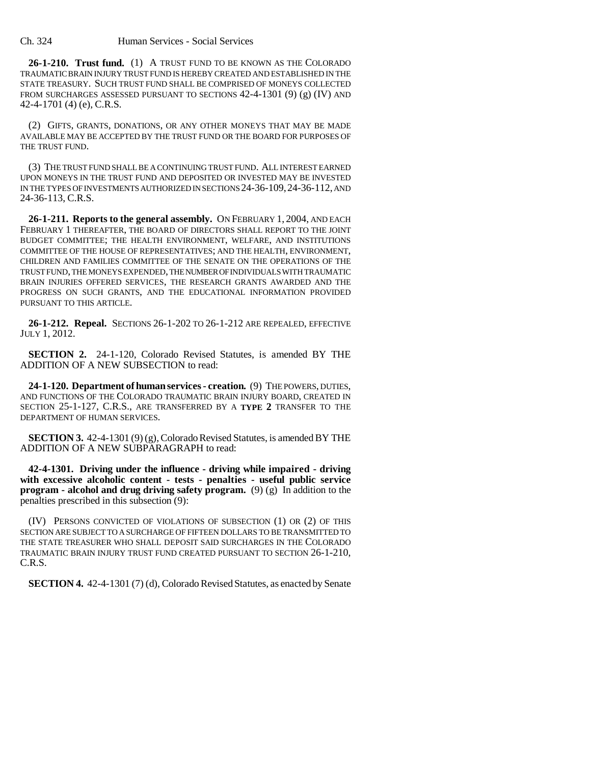**26-1-210. Trust fund.** (1) A TRUST FUND TO BE KNOWN AS THE COLORADO TRAUMATIC BRAIN INJURY TRUST FUND IS HEREBY CREATED AND ESTABLISHED IN THE STATE TREASURY. SUCH TRUST FUND SHALL BE COMPRISED OF MONEYS COLLECTED FROM SURCHARGES ASSESSED PURSUANT TO SECTIONS 42-4-1301 (9) (g) (IV) AND 42-4-1701 (4) (e), C.R.S.

(2) GIFTS, GRANTS, DONATIONS, OR ANY OTHER MONEYS THAT MAY BE MADE AVAILABLE MAY BE ACCEPTED BY THE TRUST FUND OR THE BOARD FOR PURPOSES OF THE TRUST FUND.

(3) THE TRUST FUND SHALL BE A CONTINUING TRUST FUND. ALL INTEREST EARNED UPON MONEYS IN THE TRUST FUND AND DEPOSITED OR INVESTED MAY BE INVESTED IN THE TYPES OF INVESTMENTS AUTHORIZED IN SECTIONS 24-36-109, 24-36-112, AND 24-36-113, C.R.S.

**26-1-211. Reports to the general assembly.** ON FEBRUARY 1, 2004, AND EACH FEBRUARY 1 THEREAFTER, THE BOARD OF DIRECTORS SHALL REPORT TO THE JOINT BUDGET COMMITTEE; THE HEALTH ENVIRONMENT, WELFARE, AND INSTITUTIONS COMMITTEE OF THE HOUSE OF REPRESENTATIVES; AND THE HEALTH, ENVIRONMENT, CHILDREN AND FAMILIES COMMITTEE OF THE SENATE ON THE OPERATIONS OF THE TRUST FUND, THE MONEYS EXPENDED, THE NUMBER OF INDIVIDUALS WITH TRAUMATIC BRAIN INJURIES OFFERED SERVICES, THE RESEARCH GRANTS AWARDED AND THE PROGRESS ON SUCH GRANTS, AND THE EDUCATIONAL INFORMATION PROVIDED PURSUANT TO THIS ARTICLE.

**26-1-212. Repeal.** SECTIONS 26-1-202 TO 26-1-212 ARE REPEALED, EFFECTIVE JULY 1, 2012.

**SECTION 2.** 24-1-120, Colorado Revised Statutes, is amended BY THE ADDITION OF A NEW SUBSECTION to read:

**24-1-120. Department of human services - creation.** (9) THE POWERS, DUTIES, AND FUNCTIONS OF THE COLORADO TRAUMATIC BRAIN INJURY BOARD, CREATED IN SECTION 25-1-127, C.R.S., ARE TRANSFERRED BY A **TYPE 2** TRANSFER TO THE DEPARTMENT OF HUMAN SERVICES.

**SECTION 3.** 42-4-1301 (9) (g), Colorado Revised Statutes, is amended BY THE ADDITION OF A NEW SUBPARAGRAPH to read:

**42-4-1301. Driving under the influence - driving while impaired - driving with excessive alcoholic content - tests - penalties - useful public service program - alcohol and drug driving safety program.** (9) (g) In addition to the penalties prescribed in this subsection (9):

(IV) PERSONS CONVICTED OF VIOLATIONS OF SUBSECTION (1) OR (2) OF THIS SECTION ARE SUBJECT TO A SURCHARGE OF FIFTEEN DOLLARS TO BE TRANSMITTED TO THE STATE TREASURER WHO SHALL DEPOSIT SAID SURCHARGES IN THE COLORADO TRAUMATIC BRAIN INJURY TRUST FUND CREATED PURSUANT TO SECTION 26-1-210, C.R.S.

**SECTION 4.** 42-4-1301 (7) (d), Colorado Revised Statutes, as enacted by Senate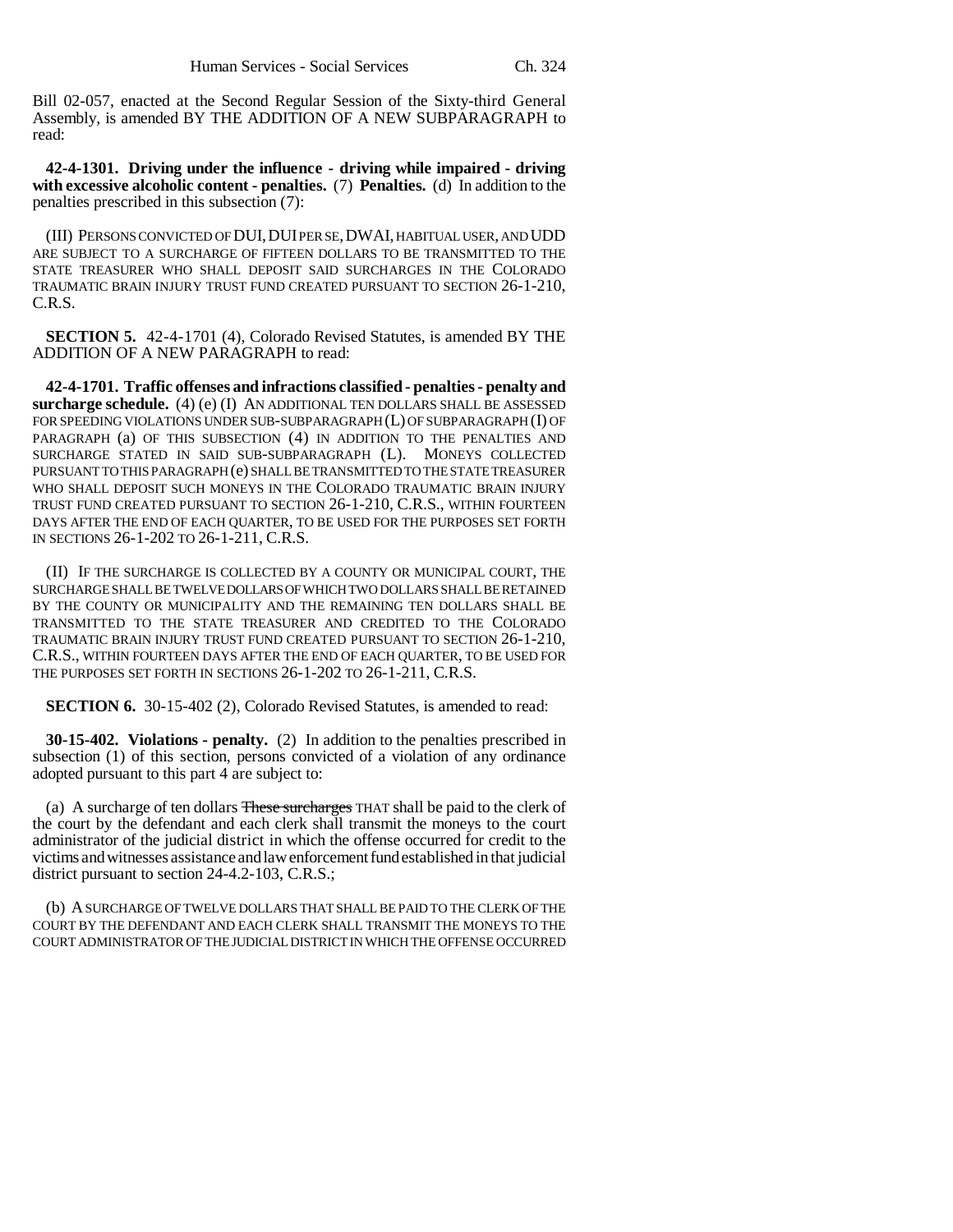Bill 02-057, enacted at the Second Regular Session of the Sixty-third General Assembly, is amended BY THE ADDITION OF A NEW SUBPARAGRAPH to read:

**42-4-1301. Driving under the influence - driving while impaired - driving with excessive alcoholic content - penalties.** (7) **Penalties.** (d) In addition to the penalties prescribed in this subsection (7):

(III) PERSONS CONVICTED OF DUI, DUI PER SE, DWAI, HABITUAL USER, AND UDD ARE SUBJECT TO A SURCHARGE OF FIFTEEN DOLLARS TO BE TRANSMITTED TO THE STATE TREASURER WHO SHALL DEPOSIT SAID SURCHARGES IN THE COLORADO TRAUMATIC BRAIN INJURY TRUST FUND CREATED PURSUANT TO SECTION 26-1-210, C.R.S.

**SECTION 5.** 42-4-1701 (4), Colorado Revised Statutes, is amended BY THE ADDITION OF A NEW PARAGRAPH to read:

**42-4-1701. Traffic offenses and infractions classified - penalties - penalty and surcharge schedule.** (4) (e) (I) AN ADDITIONAL TEN DOLLARS SHALL BE ASSESSED FOR SPEEDING VIOLATIONS UNDER SUB-SUBPARAGRAPH (L) OF SUBPARAGRAPH (I) OF PARAGRAPH (a) OF THIS SUBSECTION (4) IN ADDITION TO THE PENALTIES AND SURCHARGE STATED IN SAID SUB-SUBPARAGRAPH (L). MONEYS COLLECTED PURSUANT TO THIS PARAGRAPH (e) SHALL BE TRANSMITTED TO THE STATE TREASURER WHO SHALL DEPOSIT SUCH MONEYS IN THE COLORADO TRAUMATIC BRAIN INJURY TRUST FUND CREATED PURSUANT TO SECTION 26-1-210, C.R.S., WITHIN FOURTEEN DAYS AFTER THE END OF EACH QUARTER, TO BE USED FOR THE PURPOSES SET FORTH IN SECTIONS 26-1-202 TO 26-1-211, C.R.S.

(II) IF THE SURCHARGE IS COLLECTED BY A COUNTY OR MUNICIPAL COURT, THE SURCHARGE SHALL BE TWELVE DOLLARS OF WHICH TWO DOLLARS SHALL BE RETAINED BY THE COUNTY OR MUNICIPALITY AND THE REMAINING TEN DOLLARS SHALL BE TRANSMITTED TO THE STATE TREASURER AND CREDITED TO THE COLORADO TRAUMATIC BRAIN INJURY TRUST FUND CREATED PURSUANT TO SECTION 26-1-210, C.R.S., WITHIN FOURTEEN DAYS AFTER THE END OF EACH QUARTER, TO BE USED FOR THE PURPOSES SET FORTH IN SECTIONS 26-1-202 TO 26-1-211, C.R.S.

**SECTION 6.** 30-15-402 (2), Colorado Revised Statutes, is amended to read:

**30-15-402. Violations - penalty.** (2) In addition to the penalties prescribed in subsection (1) of this section, persons convicted of a violation of any ordinance adopted pursuant to this part 4 are subject to:

(a) A surcharge of ten dollars ~~These surcharges~~ THAT shall be paid to the clerk of the court by the defendant and each clerk shall transmit the moneys to the court administrator of the judicial district in which the offense occurred for credit to the victims and witnesses assistance and law enforcement fund established in that judicial district pursuant to section 24-4.2-103, C.R.S.;

(b) A SURCHARGE OF TWELVE DOLLARS THAT SHALL BE PAID TO THE CLERK OF THE COURT BY THE DEFENDANT AND EACH CLERK SHALL TRANSMIT THE MONEYS TO THE COURT ADMINISTRATOR OF THE JUDICIAL DISTRICT IN WHICH THE OFFENSE OCCURRED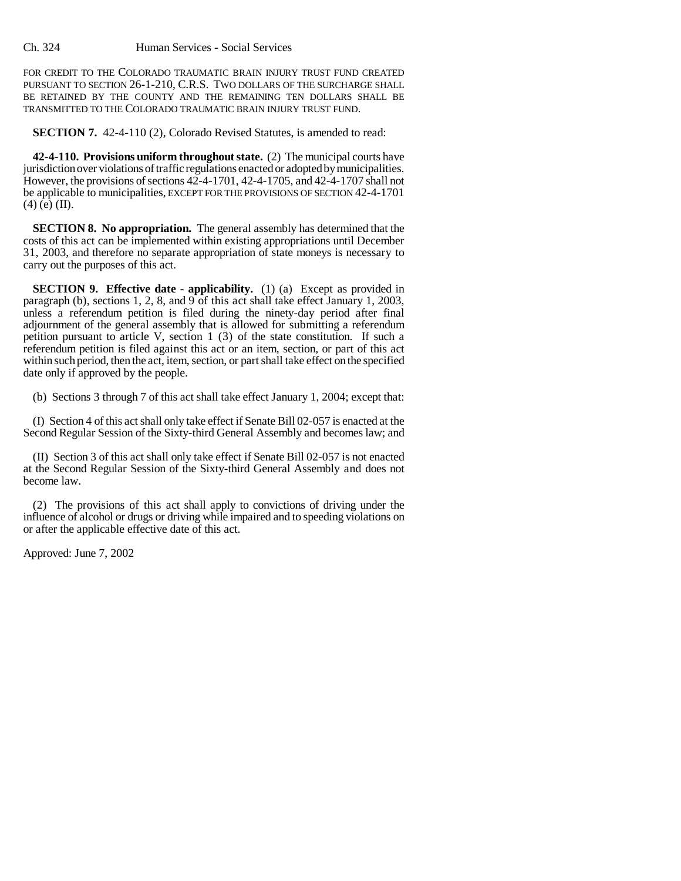FOR CREDIT TO THE COLORADO TRAUMATIC BRAIN INJURY TRUST FUND CREATED PURSUANT TO SECTION 26-1-210, C.R.S. TWO DOLLARS OF THE SURCHARGE SHALL BE RETAINED BY THE COUNTY AND THE REMAINING TEN DOLLARS SHALL BE TRANSMITTED TO THE COLORADO TRAUMATIC BRAIN INJURY TRUST FUND.

**SECTION 7.** 42-4-110 (2), Colorado Revised Statutes, is amended to read:

**42-4-110. Provisions uniform throughout state.** (2) The municipal courts have jurisdiction over violations of traffic regulations enacted or adopted by municipalities. However, the provisions of sections 42-4-1701, 42-4-1705, and 42-4-1707 shall not be applicable to municipalities, EXCEPT FOR THE PROVISIONS OF SECTION 42-4-1701 (4) (e) (II).

**SECTION 8. No appropriation.** The general assembly has determined that the costs of this act can be implemented within existing appropriations until December 31, 2003, and therefore no separate appropriation of state moneys is necessary to carry out the purposes of this act.

**SECTION 9. Effective date - applicability.** (1) (a) Except as provided in paragraph (b), sections 1, 2, 8, and 9 of this act shall take effect January 1, 2003, unless a referendum petition is filed during the ninety-day period after final adjournment of the general assembly that is allowed for submitting a referendum petition pursuant to article V, section 1 (3) of the state constitution. If such a referendum petition is filed against this act or an item, section, or part of this act within such period, then the act, item, section, or part shall take effect on the specified date only if approved by the people.

(b) Sections 3 through 7 of this act shall take effect January 1, 2004; except that:

(I) Section 4 of this act shall only take effect if Senate Bill 02-057 is enacted at the Second Regular Session of the Sixty-third General Assembly and becomes law; and

(II) Section 3 of this act shall only take effect if Senate Bill 02-057 is not enacted at the Second Regular Session of the Sixty-third General Assembly and does not become law.

(2) The provisions of this act shall apply to convictions of driving under the influence of alcohol or drugs or driving while impaired and to speeding violations on or after the applicable effective date of this act.

Approved: June 7, 2002